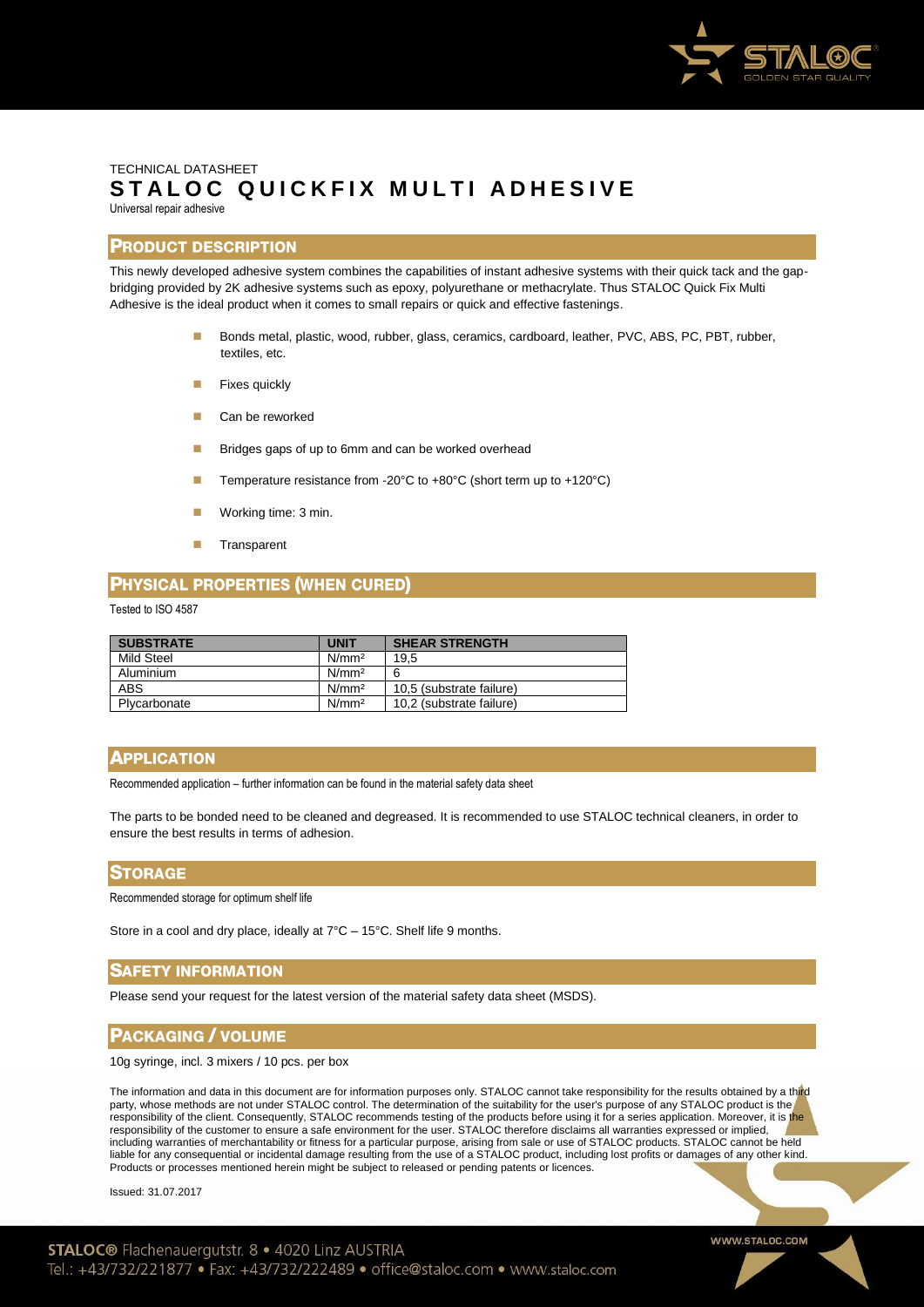TECHNICAL DATASHEET

# STALOC QUICKFIX MULTI ADHESIVE

Universal repair adhesive

## PRODUCT DESCRIPTION

This newly developed adhesive system combines the capabilities of instant adhesive systems with their quick tack and the gap-bridging provided by 2K adhesive systems such as epoxy, polyurethane or methacrylate. Thus STALOC Quick Fix Multi Adhesive is the ideal product when it comes to small repairs or quick and effective fastenings.

- Bonds metal, plastic, wood, rubber, glass, ceramics, cardboard, leather, PVC, ABS, PC, PBT, rubber, textiles, etc.
- Fixes quickly
- Can be reworked
- Bridges gaps of up to 6mm and can be worked overhead
- Temperature resistance from -20°C to +80°C (short term up to +120°C)
- Working time: 3 min.
- Transparent

## PHYSICAL PROPERTIES (WHEN CURED)

Tested to ISO 4587

| SUBSTRATE | UNIT | SHEAR STRENGTH |
|---|---|---|
| Mild Steel | N/mm² | 19,5 |
| Aluminium | N/mm² | 6 |
| ABS | N/mm² | 10,5 (substrate failure) |
| Plycarbonate | N/mm² | 10,2 (substrate failure) |

## APPLICATION

Recommended application – further information can be found in the material safety data sheet

The parts to be bonded need to be cleaned and degreased. It is recommended to use STALOC technical cleaners, in order to ensure the best results in terms of adhesion.

## STORAGE

Recommended storage for optimum shelf life

Store in a cool and dry place, ideally at 7°C – 15°C. Shelf life 9 months.

## SAFETY INFORMATION

Please send your request for the latest version of the material safety data sheet (MSDS).

## PACKAGING / VOLUME

10g syringe, incl. 3 mixers / 10 pcs. per box

The information and data in this document are for information purposes only. STALOC cannot take responsibility for the results obtained by a third party, whose methods are not under STALOC control. The determination of the suitability for the user's purpose of any STALOC product is the responsibility of the client. Consequently, STALOC recommends testing of the products before using it for a series application. Moreover, it is the responsibility of the customer to ensure a safe environment for the user. STALOC therefore disclaims all warranties expressed or implied, including warranties of merchantability or fitness for a particular purpose, arising from sale or use of STALOC products. STALOC cannot be held liable for any consequential or incidental damage resulting from the use of a STALOC product, including lost profits or damages of any other kind. Products or processes mentioned herein might be subject to released or pending patents or licences.

Issued: 31.07.2017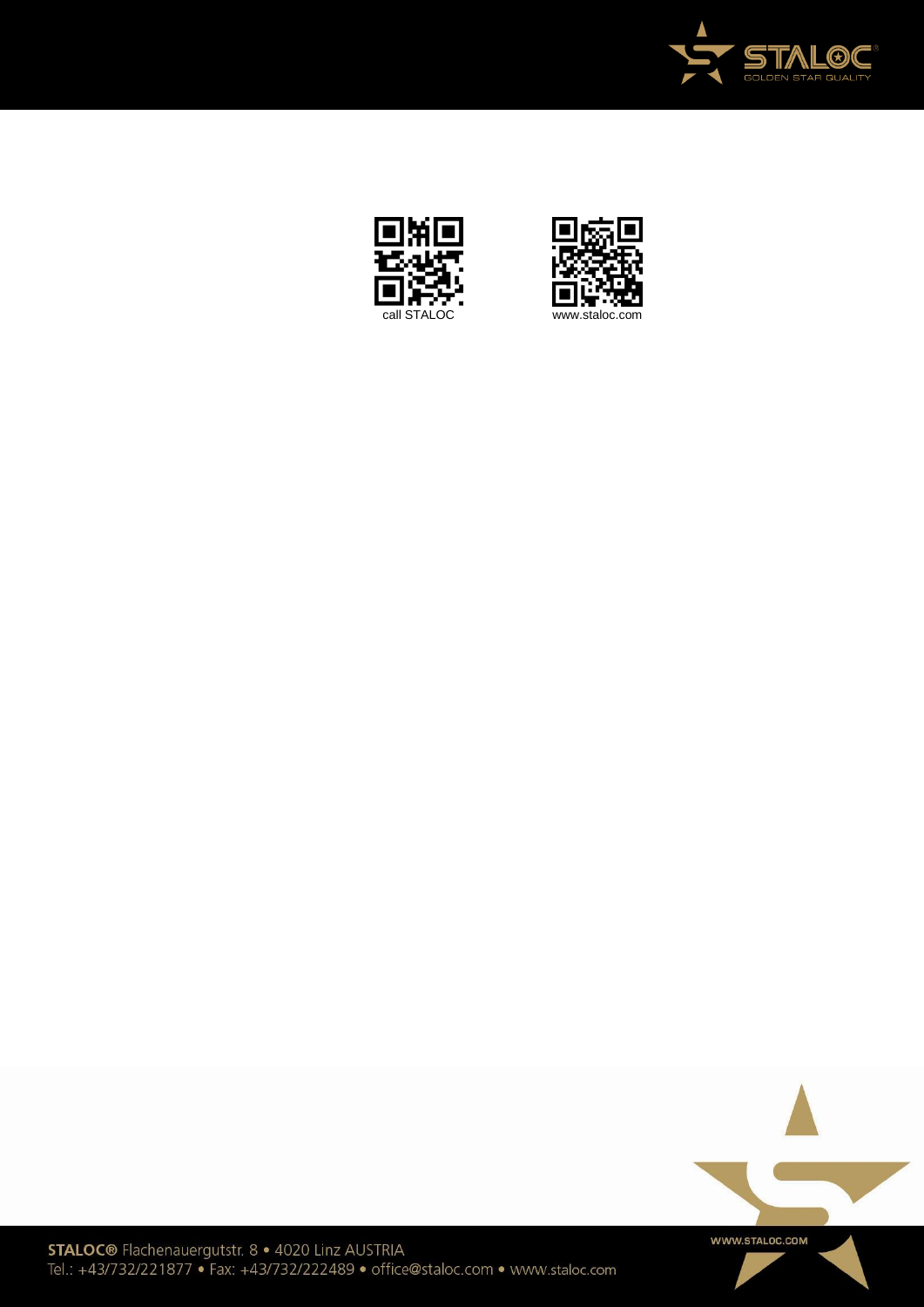call STALOC

www.staloc.com

**STALOC®** Flachenauergutstr. 8 • 4020 Linz AUSTRIA
Tel.: +43/732/221877 • Fax: +43/732/222489 • office@staloc.com • www.staloc.com